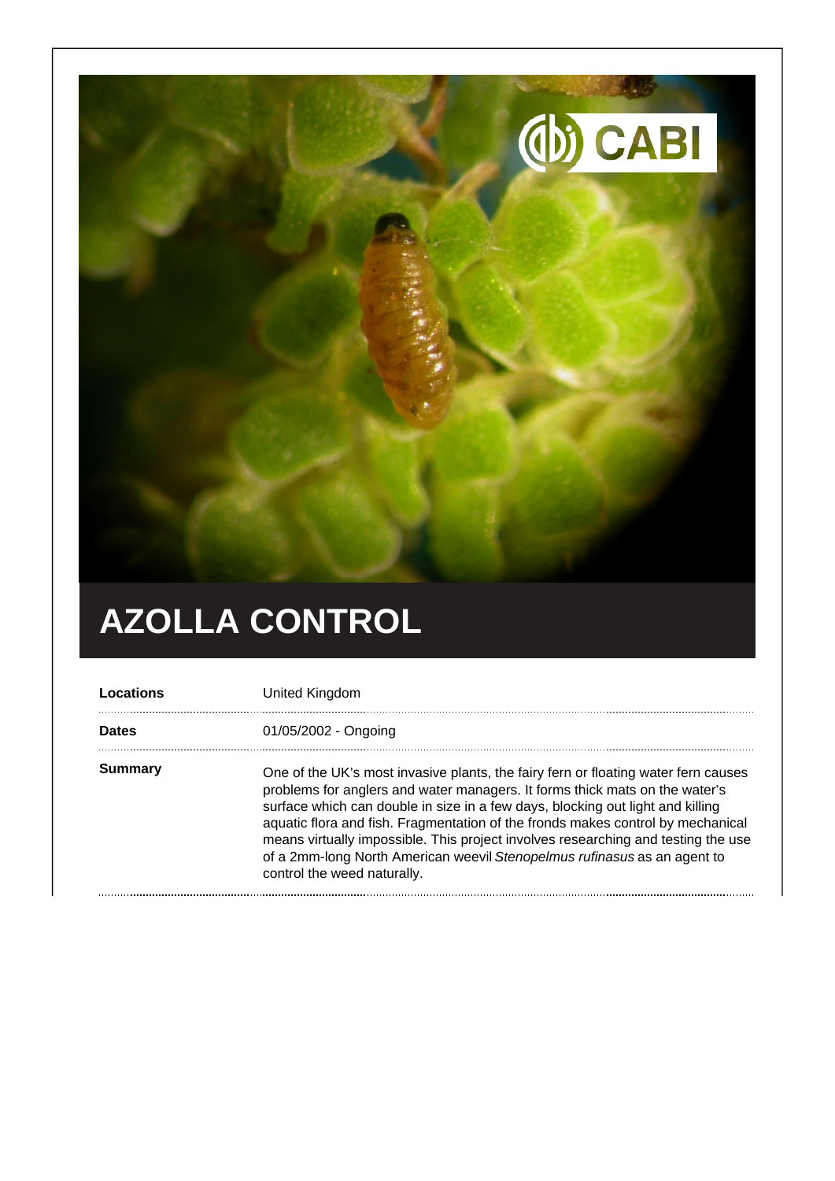# AZOLLA CONTROL

| | |
|---|---|
| **Locations** | United Kingdom |
| **Dates** | 01/05/2002 - Ongoing |
| **Summary** | One of the UK's most invasive plants, the fairy fern or floating water fern causes problems for anglers and water managers. It forms thick mats on the water's surface which can double in size in a few days, blocking out light and killing aquatic flora and fish. Fragmentation of the fronds makes control by mechanical means virtually impossible. This project involves researching and testing the use of a 2mm-long North American weevil *Stenopelmus rufinasus* as an agent to control the weed naturally. |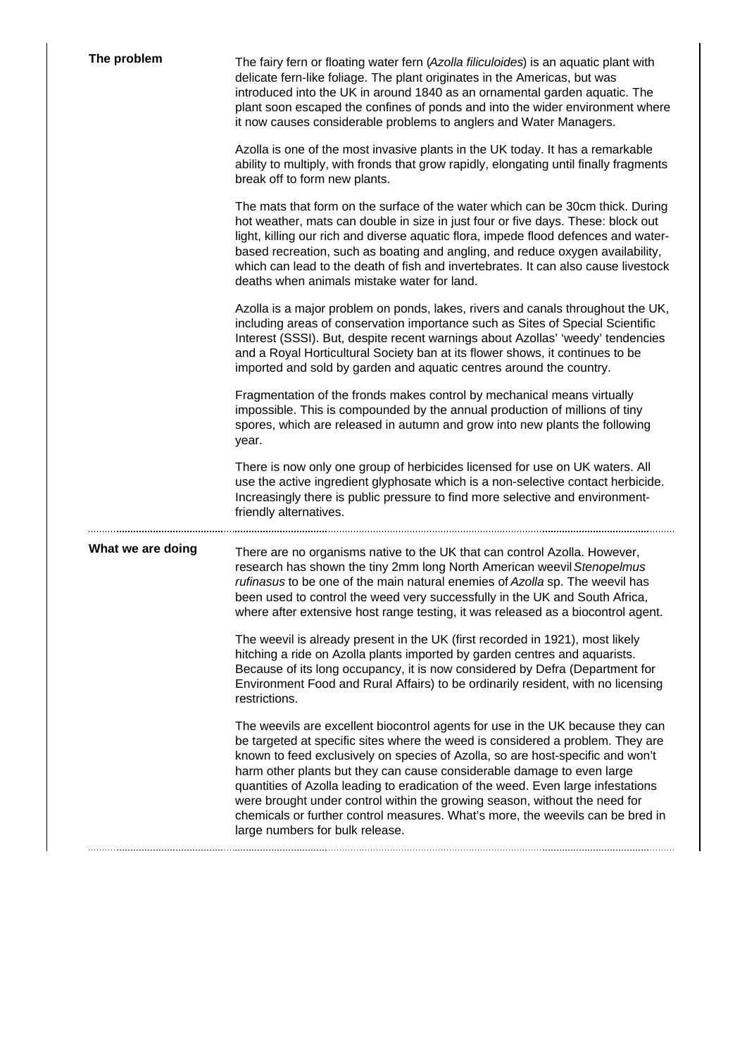## The problem

The fairy fern or floating water fern (*Azolla filiculoides*) is an aquatic plant with delicate fern-like foliage. The plant originates in the Americas, but was introduced into the UK in around 1840 as an ornamental garden aquatic. The plant soon escaped the confines of ponds and into the wider environment where it now causes considerable problems to anglers and Water Managers.

Azolla is one of the most invasive plants in the UK today. It has a remarkable ability to multiply, with fronds that grow rapidly, elongating until finally fragments break off to form new plants.

The mats that form on the surface of the water which can be 30cm thick. During hot weather, mats can double in size in just four or five days. These: block out light, killing our rich and diverse aquatic flora, impede flood defences and water-based recreation, such as boating and angling, and reduce oxygen availability, which can lead to the death of fish and invertebrates. It can also cause livestock deaths when animals mistake water for land.

Azolla is a major problem on ponds, lakes, rivers and canals throughout the UK, including areas of conservation importance such as Sites of Special Scientific Interest (SSSI). But, despite recent warnings about Azollas' 'weedy' tendencies and a Royal Horticultural Society ban at its flower shows, it continues to be imported and sold by garden and aquatic centres around the country.

Fragmentation of the fronds makes control by mechanical means virtually impossible. This is compounded by the annual production of millions of tiny spores, which are released in autumn and grow into new plants the following year.

There is now only one group of herbicides licensed for use on UK waters. All use the active ingredient glyphosate which is a non-selective contact herbicide. Increasingly there is public pressure to find more selective and environment-friendly alternatives.

## What we are doing

There are no organisms native to the UK that can control Azolla. However, research has shown the tiny 2mm long North American weevil *Stenopelmus rufinasus* to be one of the main natural enemies of *Azolla* sp. The weevil has been used to control the weed very successfully in the UK and South Africa, where after extensive host range testing, it was released as a biocontrol agent.

The weevil is already present in the UK (first recorded in 1921), most likely hitching a ride on Azolla plants imported by garden centres and aquarists. Because of its long occupancy, it is now considered by Defra (Department for Environment Food and Rural Affairs) to be ordinarily resident, with no licensing restrictions.

The weevils are excellent biocontrol agents for use in the UK because they can be targeted at specific sites where the weed is considered a problem. They are known to feed exclusively on species of Azolla, so are host-specific and won't harm other plants but they can cause considerable damage to even large quantities of Azolla leading to eradication of the weed. Even large infestations were brought under control within the growing season, without the need for chemicals or further control measures. What's more, the weevils can be bred in large numbers for bulk release.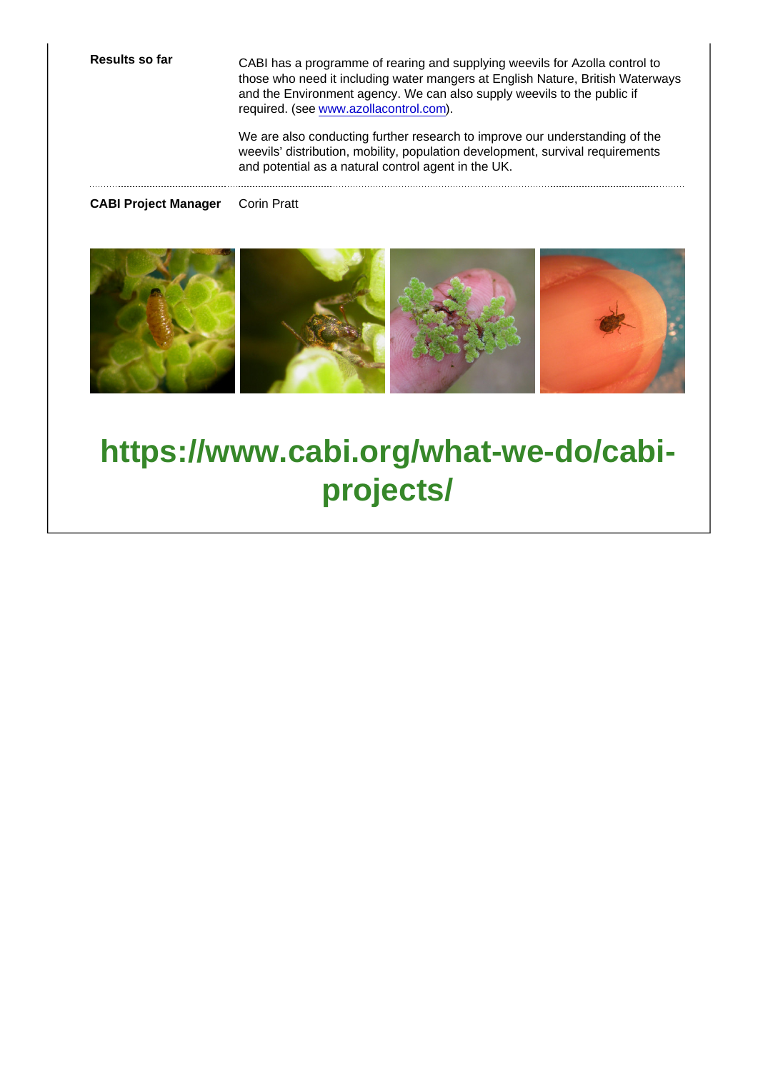**Results so far**

CABI has a programme of rearing and supplying weevils for Azolla control to those who need it including water mangers at English Nature, British Waterways and the Environment agency. We can also supply weevils to the public if required. (see www.azollacontrol.com).

We are also conducting further research to improve our understanding of the weevils' distribution, mobility, population development, survival requirements and potential as a natural control agent in the UK.

**CABI Project Manager** Corin Pratt

**https://www.cabi.org/what-we-do/cabi-projects/**